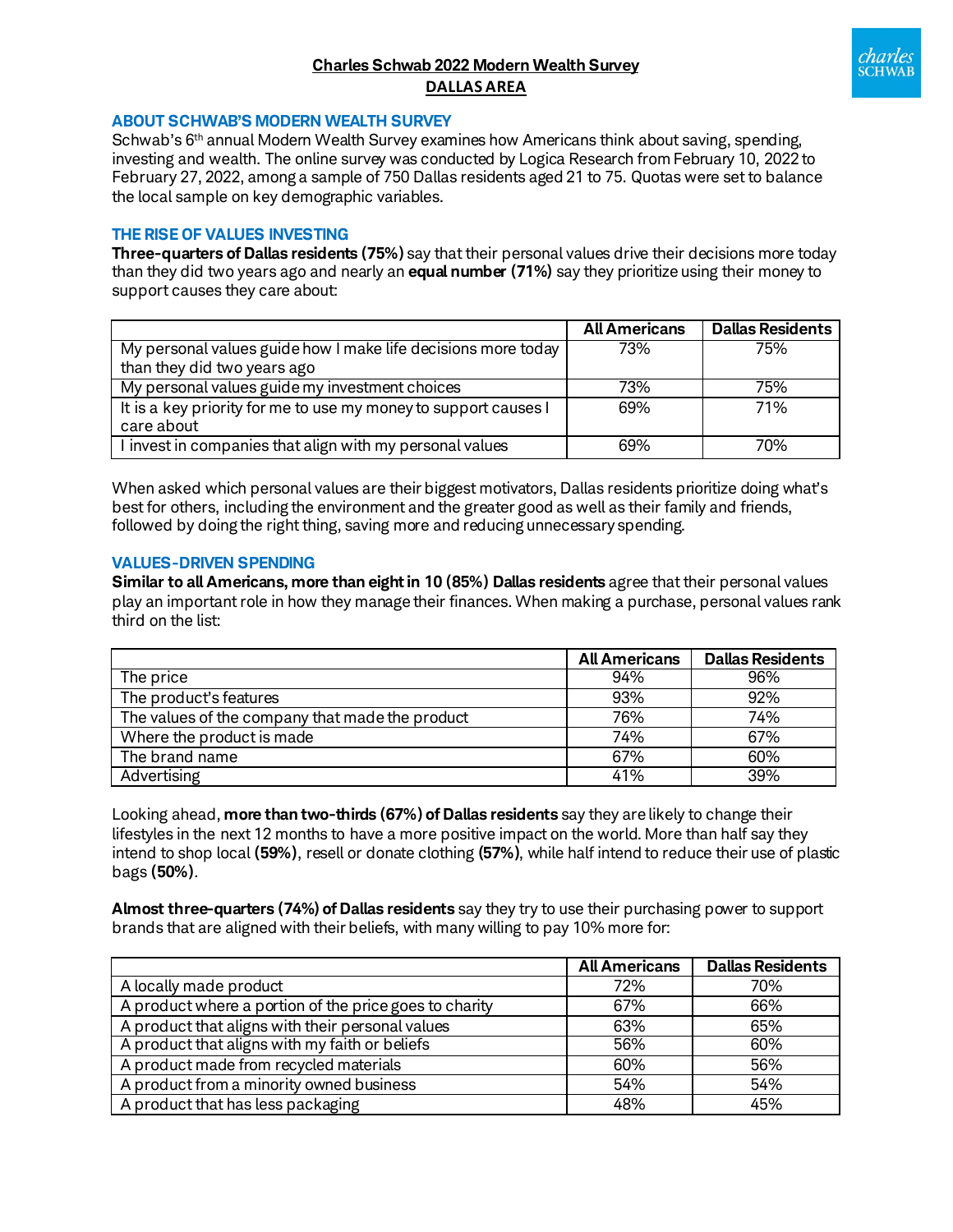# Charles Schwab 2022 Modern Wealth Survey
## DALLAS AREA

### ABOUT SCHWAB'S MODERN WEALTH SURVEY

Schwab's 6th annual Modern Wealth Survey examines how Americans think about saving, spending, investing and wealth. The online survey was conducted by Logica Research from February 10, 2022 to February 27, 2022, among a sample of 750 Dallas residents aged 21 to 75. Quotas were set to balance the local sample on key demographic variables.

### THE RISE OF VALUES INVESTING

**Three-quarters of Dallas residents (75%)** say that their personal values drive their decisions more today than they did two years ago and nearly an **equal number (71%)** say they prioritize using their money to support causes they care about:

| | All Americans | Dallas Residents |
|---|---|---|
| My personal values guide how I make life decisions more today than they did two years ago | 73% | 75% |
| My personal values guide my investment choices | 73% | 75% |
| It is a key priority for me to use my money to support causes I care about | 69% | 71% |
| I invest in companies that align with my personal values | 69% | 70% |

When asked which personal values are their biggest motivators, Dallas residents prioritize doing what's best for others, including the environment and the greater good as well as their family and friends, followed by doing the right thing, saving more and reducing unnecessary spending.

### VALUES-DRIVEN SPENDING

**Similar to all Americans, more than eight in 10 (85%) Dallas residents** agree that their personal values play an important role in how they manage their finances. When making a purchase, personal values rank third on the list:

| | All Americans | Dallas Residents |
|---|---|---|
| The price | 94% | 96% |
| The product's features | 93% | 92% |
| The values of the company that made the product | 76% | 74% |
| Where the product is made | 74% | 67% |
| The brand name | 67% | 60% |
| Advertising | 41% | 39% |

Looking ahead, **more than two-thirds (67%) of Dallas residents** say they are likely to change their lifestyles in the next 12 months to have a more positive impact on the world. More than half say they intend to shop local **(59%)**, resell or donate clothing **(57%)**, while half intend to reduce their use of plastic bags **(50%)**.

**Almost three-quarters (74%) of Dallas residents** say they try to use their purchasing power to support brands that are aligned with their beliefs, with many willing to pay 10% more for:

| | All Americans | Dallas Residents |
|---|---|---|
| A locally made product | 72% | 70% |
| A product where a portion of the price goes to charity | 67% | 66% |
| A product that aligns with their personal values | 63% | 65% |
| A product that aligns with my faith or beliefs | 56% | 60% |
| A product made from recycled materials | 60% | 56% |
| A product from a minority owned business | 54% | 54% |
| A product that has less packaging | 48% | 45% |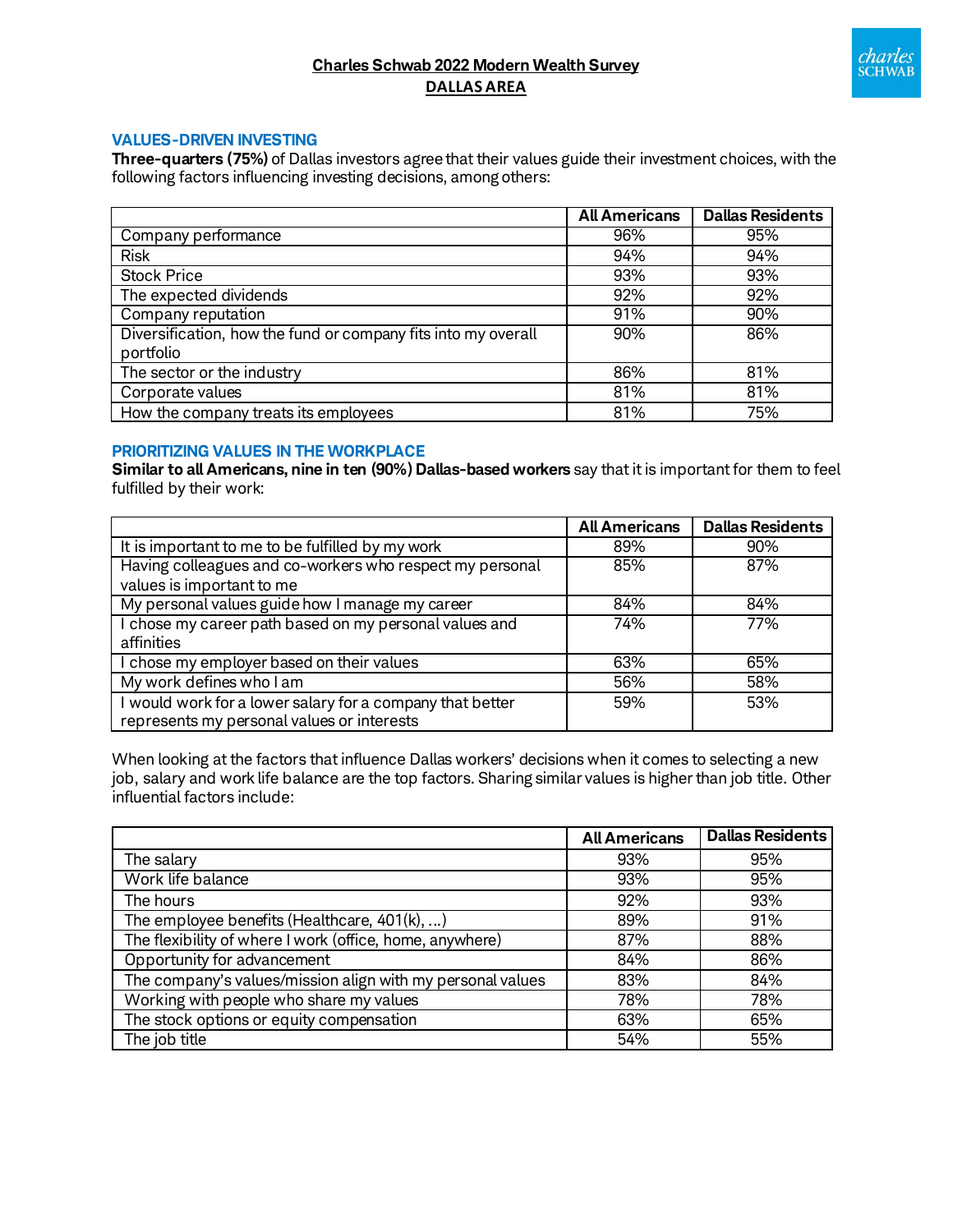**Charles Schwab 2022 Modern Wealth Survey**
**DALLAS AREA**

### VALUES-DRIVEN INVESTING

**Three-quarters (75%)** of Dallas investors agree that their values guide their investment choices, with the following factors influencing investing decisions, among others:

| | All Americans | Dallas Residents |
|---|---|---|
| Company performance | 96% | 95% |
| Risk | 94% | 94% |
| Stock Price | 93% | 93% |
| The expected dividends | 92% | 92% |
| Company reputation | 91% | 90% |
| Diversification, how the fund or company fits into my overall portfolio | 90% | 86% |
| The sector or the industry | 86% | 81% |
| Corporate values | 81% | 81% |
| How the company treats its employees | 81% | 75% |

### PRIORITIZING VALUES IN THE WORKPLACE

**Similar to all Americans, nine in ten (90%) Dallas-based workers** say that it is important for them to feel fulfilled by their work:

| | All Americans | Dallas Residents |
|---|---|---|
| It is important to me to be fulfilled by my work | 89% | 90% |
| Having colleagues and co-workers who respect my personal values is important to me | 85% | 87% |
| My personal values guide how I manage my career | 84% | 84% |
| I chose my career path based on my personal values and affinities | 74% | 77% |
| I chose my employer based on their values | 63% | 65% |
| My work defines who I am | 56% | 58% |
| I would work for a lower salary for a company that better represents my personal values or interests | 59% | 53% |

When looking at the factors that influence Dallas workers' decisions when it comes to selecting a new job, salary and work life balance are the top factors. Sharing similar values is higher than job title. Other influential factors include:

| | All Americans | Dallas Residents |
|---|---|---|
| The salary | 93% | 95% |
| Work life balance | 93% | 95% |
| The hours | 92% | 93% |
| The employee benefits (Healthcare, 401(k), …) | 89% | 91% |
| The flexibility of where I work (office, home, anywhere) | 87% | 88% |
| Opportunity for advancement | 84% | 86% |
| The company's values/mission align with my personal values | 83% | 84% |
| Working with people who share my values | 78% | 78% |
| The stock options or equity compensation | 63% | 65% |
| The job title | 54% | 55% |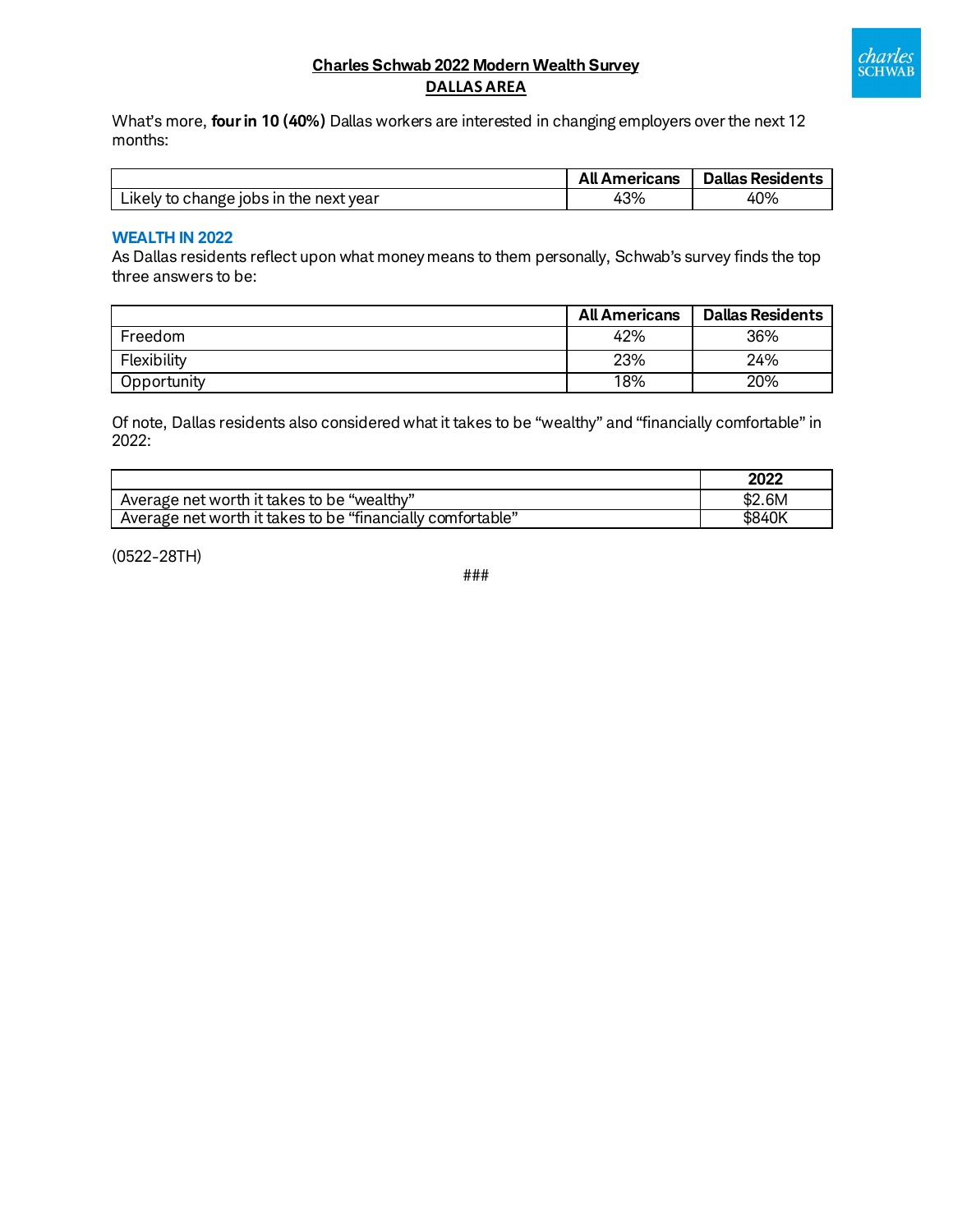What's more, **four in 10 (40%)** Dallas workers are interested in changing employers over the next 12 months:

| | All Americans | Dallas Residents |
|---|---|---|
| Likely to change jobs in the next year | 43% | 40% |

## WEALTH IN 2022

As Dallas residents reflect upon what money means to them personally, Schwab's survey finds the top three answers to be:

| | All Americans | Dallas Residents |
|---|---|---|
| Freedom | 42% | 36% |
| Flexibility | 23% | 24% |
| Opportunity | 18% | 20% |

Of note, Dallas residents also considered what it takes to be "wealthy" and "financially comfortable" in 2022:

| | 2022 |
|---|---|
| Average net worth it takes to be "wealthy" | $2.6M |
| Average net worth it takes to be "financially comfortable" | $840K |

(0522-28TH)

###